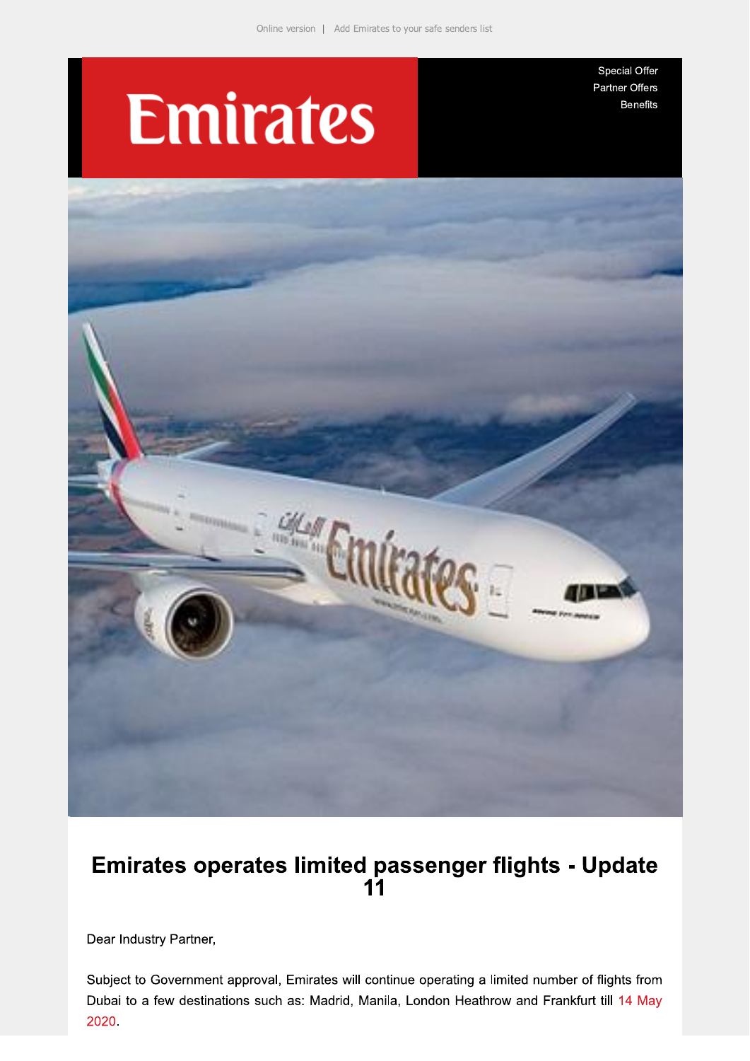Online version | Add Emirates to your safe senders list

Emirates

Special Offer
Partner Offers
Benefits

# Emirates operates limited passenger flights - Update 11

Dear Industry Partner,

Subject to Government approval, Emirates will continue operating a limited number of flights from Dubai to a few destinations such as: Madrid, Manila, London Heathrow and Frankfurt till 14 May 2020.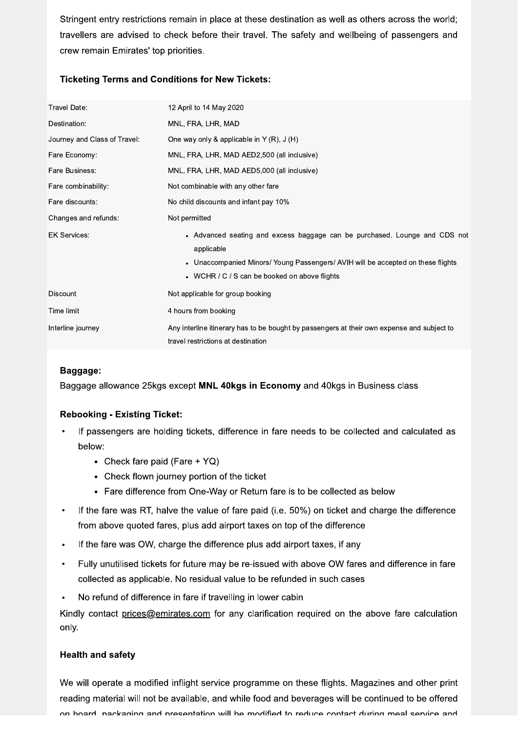Stringent entry restrictions remain in place at these destination as well as others across the world; travellers are advised to check before their travel. The safety and wellbeing of passengers and crew remain Emirates' top priorities.

### Ticketing Terms and Conditions for New Tickets:

| | |
|---|---|
| Travel Date: | 12 April to 14 May 2020 |
| Destination: | MNL, FRA, LHR, MAD |
| Journey and Class of Travel: | One way only & applicable in Y (R), J (H) |
| Fare Economy: | MNL, FRA, LHR, MAD AED2,500 (all inclusive) |
| Fare Business: | MNL, FRA, LHR, MAD AED5,000 (all inclusive) |
| Fare combinability: | Not combinable with any other fare |
| Fare discounts: | No child discounts and infant pay 10% |
| Changes and refunds: | Not permitted |
| EK Services: | • Advanced seating and excess baggage can be purchased. Lounge and CDS not applicable<br>• Unaccompanied Minors/ Young Passengers/ AVIH will be accepted on these flights<br>• WCHR / C / S can be booked on above flights |
| Discount | Not applicable for group booking |
| Time limit | 4 hours from booking |
| Interline journey | Any interline itinerary has to be bought by passengers at their own expense and subject to travel restrictions at destination |

### Baggage:

Baggage allowance 25kgs except **MNL 40kgs in Economy** and 40kgs in Business class

### Rebooking - Existing Ticket:

- If passengers are holding tickets, difference in fare needs to be collected and calculated as below:
  - Check fare paid (Fare + YQ)
  - Check flown journey portion of the ticket
  - Fare difference from One-Way or Return fare is to be collected as below
- If the fare was RT, halve the value of fare paid (i.e. 50%) on ticket and charge the difference from above quoted fares, plus add airport taxes on top of the difference
- If the fare was OW, charge the difference plus add airport taxes, if any
- Fully unutilised tickets for future may be re-issued with above OW fares and difference in fare collected as applicable. No residual value to be refunded in such cases
- No refund of difference in fare if travelling in lower cabin

Kindly contact prices@emirates.com for any clarification required on the above fare calculation only.

### Health and safety

We will operate a modified inflight service programme on these flights. Magazines and other print reading material will not be available, and while food and beverages will be continued to be offered on board, packaging and presentation will be modified to reduce contact during meal service and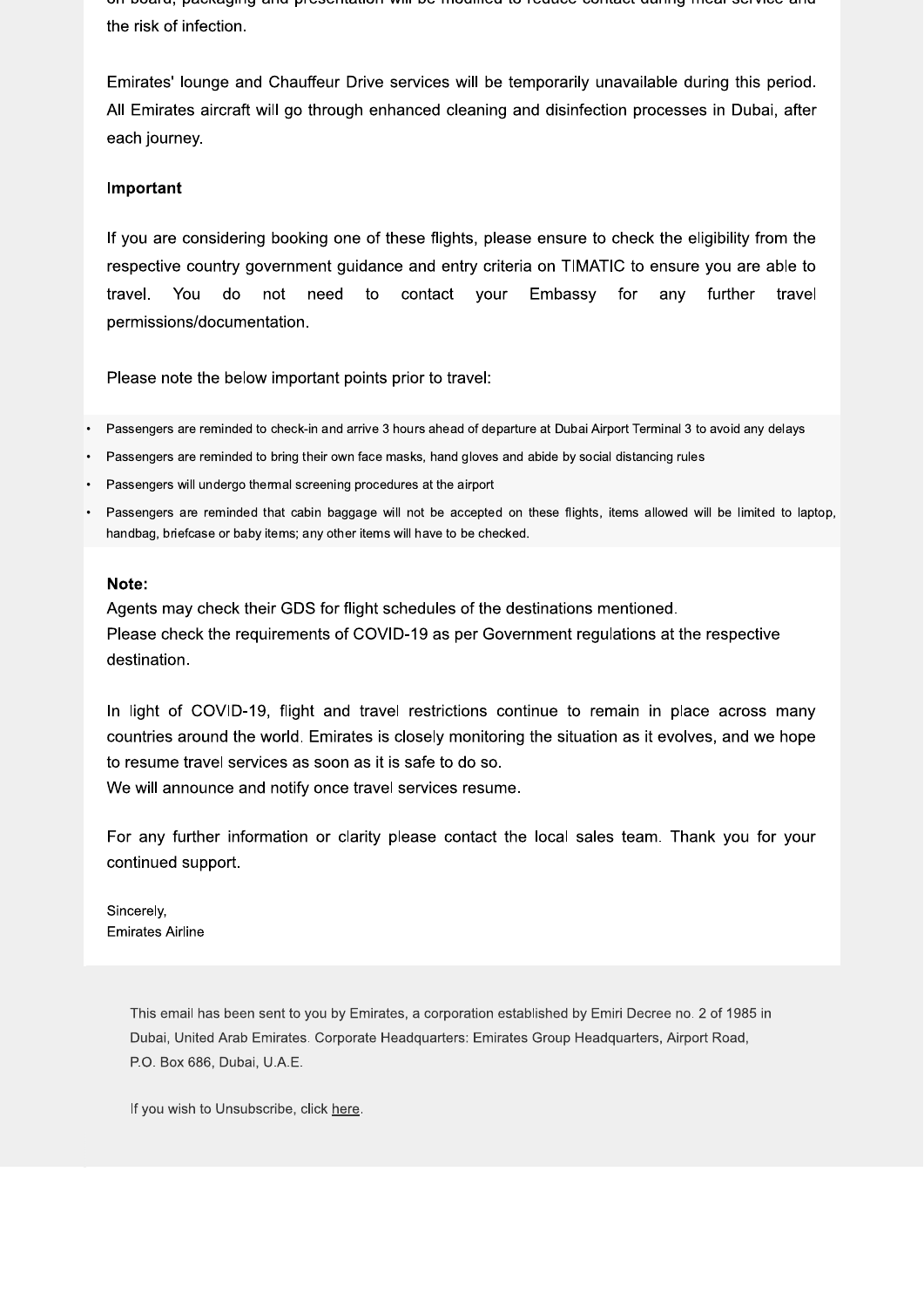on board, packaging and presentation will be modified to reduce contact during meal service and the risk of infection.

Emirates' lounge and Chauffeur Drive services will be temporarily unavailable during this period. All Emirates aircraft will go through enhanced cleaning and disinfection processes in Dubai, after each journey.

**Important**

If you are considering booking one of these flights, please ensure to check the eligibility from the respective country government guidance and entry criteria on TIMATIC to ensure you are able to travel. You do not need to contact your Embassy for any further travel permissions/documentation.

Please note the below important points prior to travel:

- Passengers are reminded to check-in and arrive 3 hours ahead of departure at Dubai Airport Terminal 3 to avoid any delays
- Passengers are reminded to bring their own face masks, hand gloves and abide by social distancing rules
- Passengers will undergo thermal screening procedures at the airport
- Passengers are reminded that cabin baggage will not be accepted on these flights, items allowed will be limited to laptop, handbag, briefcase or baby items; any other items will have to be checked.

**Note:**
Agents may check their GDS for flight schedules of the destinations mentioned.
Please check the requirements of COVID-19 as per Government regulations at the respective destination.

In light of COVID-19, flight and travel restrictions continue to remain in place across many countries around the world. Emirates is closely monitoring the situation as it evolves, and we hope to resume travel services as soon as it is safe to do so.
We will announce and notify once travel services resume.

For any further information or clarity please contact the local sales team. Thank you for your continued support.

Sincerely,
Emirates Airline

This email has been sent to you by Emirates, a corporation established by Emiri Decree no. 2 of 1985 in Dubai, United Arab Emirates. Corporate Headquarters: Emirates Group Headquarters, Airport Road, P.O. Box 686, Dubai, U.A.E.

If you wish to Unsubscribe, click here.